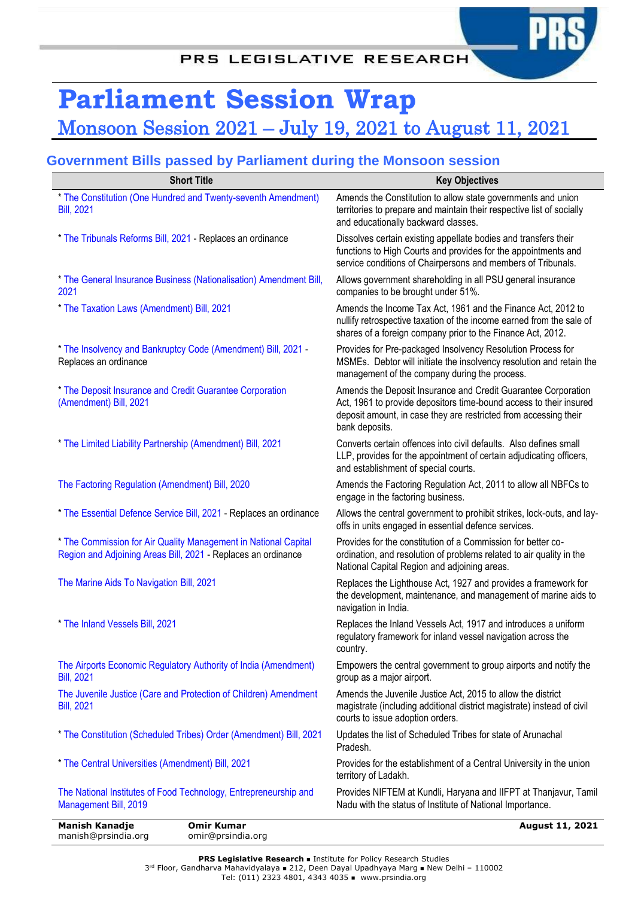PRS LEGISLATIVE RESEARCH

# Parliament Session Wrap

## Monsoon Session 2021 – July 19, 2021 to August 11, 2021

### Government Bills passed by Parliament during the Monsoon session

| Short Title | Key Objectives |
|---|---|
| * The Constitution (One Hundred and Twenty-seventh Amendment) Bill, 2021 | Amends the Constitution to allow state governments and union territories to prepare and maintain their respective list of socially and educationally backward classes. |
| * The Tribunals Reforms Bill, 2021 - Replaces an ordinance | Dissolves certain existing appellate bodies and transfers their functions to High Courts and provides for the appointments and service conditions of Chairpersons and members of Tribunals. |
| * The General Insurance Business (Nationalisation) Amendment Bill, 2021 | Allows government shareholding in all PSU general insurance companies to be brought under 51%. |
| * The Taxation Laws (Amendment) Bill, 2021 | Amends the Income Tax Act, 1961 and the Finance Act, 2012 to nullify retrospective taxation of the income earned from the sale of shares of a foreign company prior to the Finance Act, 2012. |
| * The Insolvency and Bankruptcy Code (Amendment) Bill, 2021 - Replaces an ordinance | Provides for Pre-packaged Insolvency Resolution Process for MSMEs. Debtor will initiate the insolvency resolution and retain the management of the company during the process. |
| * The Deposit Insurance and Credit Guarantee Corporation (Amendment) Bill, 2021 | Amends the Deposit Insurance and Credit Guarantee Corporation Act, 1961 to provide depositors time-bound access to their insured deposit amount, in case they are restricted from accessing their bank deposits. |
| * The Limited Liability Partnership (Amendment) Bill, 2021 | Converts certain offences into civil defaults. Also defines small LLP, provides for the appointment of certain adjudicating officers, and establishment of special courts. |
| The Factoring Regulation (Amendment) Bill, 2020 | Amends the Factoring Regulation Act, 2011 to allow all NBFCs to engage in the factoring business. |
| * The Essential Defence Service Bill, 2021 - Replaces an ordinance | Allows the central government to prohibit strikes, lock-outs, and lay-offs in units engaged in essential defence services. |
| * The Commission for Air Quality Management in National Capital Region and Adjoining Areas Bill, 2021 - Replaces an ordinance | Provides for the constitution of a Commission for better co-ordination, and resolution of problems related to air quality in the National Capital Region and adjoining areas. |
| The Marine Aids To Navigation Bill, 2021 | Replaces the Lighthouse Act, 1927 and provides a framework for the development, maintenance, and management of marine aids to navigation in India. |
| * The Inland Vessels Bill, 2021 | Replaces the Inland Vessels Act, 1917 and introduces a uniform regulatory framework for inland vessel navigation across the country. |
| The Airports Economic Regulatory Authority of India (Amendment) Bill, 2021 | Empowers the central government to group airports and notify the group as a major airport. |
| The Juvenile Justice (Care and Protection of Children) Amendment Bill, 2021 | Amends the Juvenile Justice Act, 2015 to allow the district magistrate (including additional district magistrate) instead of civil courts to issue adoption orders. |
| * The Constitution (Scheduled Tribes) Order (Amendment) Bill, 2021 | Updates the list of Scheduled Tribes for state of Arunachal Pradesh. |
| * The Central Universities (Amendment) Bill, 2021 | Provides for the establishment of a Central University in the union territory of Ladakh. |
| The National Institutes of Food Technology, Entrepreneurship and Management Bill, 2019 | Provides NIFTEM at Kundli, Haryana and IIFPT at Thanjavur, Tamil Nadu with the status of Institute of National Importance. |

**Manish Kanadje**
manish@prsindia.org

**Omir Kumar**
omir@prsindia.org

**August 11, 2021**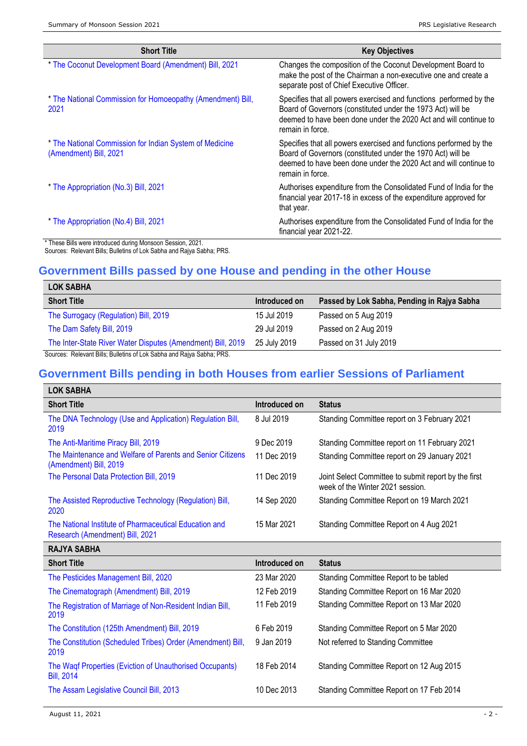| Short Title | Key Objectives |
|---|---|
| * The Coconut Development Board (Amendment) Bill, 2021 | Changes the composition of the Coconut Development Board to make the post of the Chairman a non-executive one and create a separate post of Chief Executive Officer. |
| * The National Commission for Homoeopathy (Amendment) Bill, 2021 | Specifies that all powers exercised and functions performed by the Board of Governors (constituted under the 1973 Act) will be deemed to have been done under the 2020 Act and will continue to remain in force. |
| * The National Commission for Indian System of Medicine (Amendment) Bill, 2021 | Specifies that all powers exercised and functions performed by the Board of Governors (constituted under the 1970 Act) will be deemed to have been done under the 2020 Act and will continue to remain in force. |
| * The Appropriation (No.3) Bill, 2021 | Authorises expenditure from the Consolidated Fund of India for the financial year 2017-18 in excess of the expenditure approved for that year. |
| * The Appropriation (No.4) Bill, 2021 | Authorises expenditure from the Consolidated Fund of India for the financial year 2021-22. |

* These Bills were introduced during Monsoon Session, 2021.
Sources: Relevant Bills; Bulletins of Lok Sabha and Rajya Sabha; PRS.

## Government Bills passed by one House and pending in the other House

| LOK SABHA | | |
|---|---|---|
| **Short Title** | **Introduced on** | **Passed by Lok Sabha, Pending in Rajya Sabha** |
| The Surrogacy (Regulation) Bill, 2019 | 15 Jul 2019 | Passed on 5 Aug 2019 |
| The Dam Safety Bill, 2019 | 29 Jul 2019 | Passed on 2 Aug 2019 |
| The Inter-State River Water Disputes (Amendment) Bill, 2019 | 25 July 2019 | Passed on 31 July 2019 |

Sources: Relevant Bills; Bulletins of Lok Sabha and Rajya Sabha; PRS.

## Government Bills pending in both Houses from earlier Sessions of Parliament

| LOK SABHA | | |
|---|---|---|
| **Short Title** | **Introduced on** | **Status** |
| The DNA Technology (Use and Application) Regulation Bill, 2019 | 8 Jul 2019 | Standing Committee report on 3 February 2021 |
| The Anti-Maritime Piracy Bill, 2019 | 9 Dec 2019 | Standing Committee report on 11 February 2021 |
| The Maintenance and Welfare of Parents and Senior Citizens (Amendment) Bill, 2019 | 11 Dec 2019 | Standing Committee report on 29 January 2021 |
| The Personal Data Protection Bill, 2019 | 11 Dec 2019 | Joint Select Committee to submit report by the first week of the Winter 2021 session. |
| The Assisted Reproductive Technology (Regulation) Bill, 2020 | 14 Sep 2020 | Standing Committee Report on 19 March 2021 |
| The National Institute of Pharmaceutical Education and Research (Amendment) Bill, 2021 | 15 Mar 2021 | Standing Committee Report on 4 Aug 2021 |
| **RAJYA SABHA** | | |
| **Short Title** | **Introduced on** | **Status** |
| The Pesticides Management Bill, 2020 | 23 Mar 2020 | Standing Committee Report to be tabled |
| The Cinematograph (Amendment) Bill, 2019 | 12 Feb 2019 | Standing Committee Report on 16 Mar 2020 |
| The Registration of Marriage of Non-Resident Indian Bill, 2019 | 11 Feb 2019 | Standing Committee Report on 13 Mar 2020 |
| The Constitution (125th Amendment) Bill, 2019 | 6 Feb 2019 | Standing Committee Report on 5 Mar 2020 |
| The Constitution (Scheduled Tribes) Order (Amendment) Bill, 2019 | 9 Jan 2019 | Not referred to Standing Committee |
| The Waqf Properties (Eviction of Unauthorised Occupants) Bill, 2014 | 18 Feb 2014 | Standing Committee Report on 12 Aug 2015 |
| The Assam Legislative Council Bill, 2013 | 10 Dec 2013 | Standing Committee Report on 17 Feb 2014 |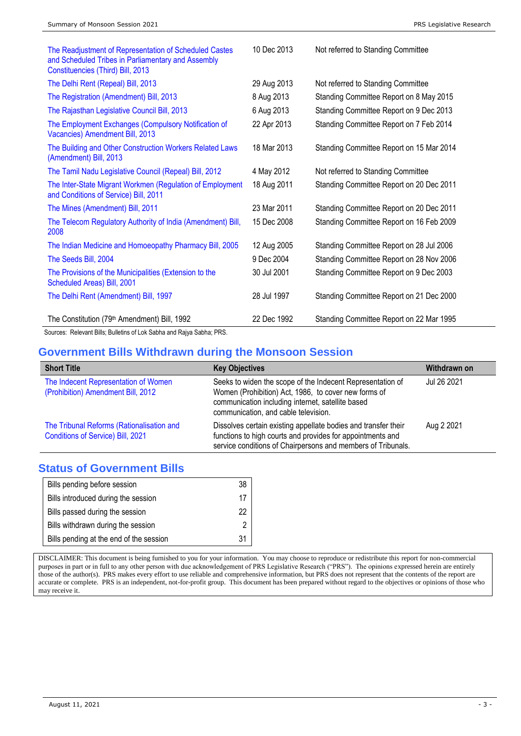| | | |
|---|---|---|
| The Readjustment of Representation of Scheduled Castes and Scheduled Tribes in Parliamentary and Assembly Constituencies (Third) Bill, 2013 | 10 Dec 2013 | Not referred to Standing Committee |
| The Delhi Rent (Repeal) Bill, 2013 | 29 Aug 2013 | Not referred to Standing Committee |
| The Registration (Amendment) Bill, 2013 | 8 Aug 2013 | Standing Committee Report on 8 May 2015 |
| The Rajasthan Legislative Council Bill, 2013 | 6 Aug 2013 | Standing Committee Report on 9 Dec 2013 |
| The Employment Exchanges (Compulsory Notification of Vacancies) Amendment Bill, 2013 | 22 Apr 2013 | Standing Committee Report on 7 Feb 2014 |
| The Building and Other Construction Workers Related Laws (Amendment) Bill, 2013 | 18 Mar 2013 | Standing Committee Report on 15 Mar 2014 |
| The Tamil Nadu Legislative Council (Repeal) Bill, 2012 | 4 May 2012 | Not referred to Standing Committee |
| The Inter-State Migrant Workmen (Regulation of Employment and Conditions of Service) Bill, 2011 | 18 Aug 2011 | Standing Committee Report on 20 Dec 2011 |
| The Mines (Amendment) Bill, 2011 | 23 Mar 2011 | Standing Committee Report on 20 Dec 2011 |
| The Telecom Regulatory Authority of India (Amendment) Bill, 2008 | 15 Dec 2008 | Standing Committee Report on 16 Feb 2009 |
| The Indian Medicine and Homoeopathy Pharmacy Bill, 2005 | 12 Aug 2005 | Standing Committee Report on 28 Jul 2006 |
| The Seeds Bill, 2004 | 9 Dec 2004 | Standing Committee Report on 28 Nov 2006 |
| The Provisions of the Municipalities (Extension to the Scheduled Areas) Bill, 2001 | 30 Jul 2001 | Standing Committee Report on 9 Dec 2003 |
| The Delhi Rent (Amendment) Bill, 1997 | 28 Jul 1997 | Standing Committee Report on 21 Dec 2000 |
| The Constitution (79th Amendment) Bill, 1992 | 22 Dec 1992 | Standing Committee Report on 22 Mar 1995 |

Sources: Relevant Bills; Bulletins of Lok Sabha and Rajya Sabha; PRS.

## Government Bills Withdrawn during the Monsoon Session

| Short Title | Key Objectives | Withdrawn on |
|---|---|---|
| The Indecent Representation of Women (Prohibition) Amendment Bill, 2012 | Seeks to widen the scope of the Indecent Representation of Women (Prohibition) Act, 1986, to cover new forms of communication including internet, satellite based communication, and cable television. | Jul 26 2021 |
| The Tribunal Reforms (Rationalisation and Conditions of Service) Bill, 2021 | Dissolves certain existing appellate bodies and transfer their functions to high courts and provides for appointments and service conditions of Chairpersons and members of Tribunals. | Aug 2 2021 |

## Status of Government Bills

| | |
|---|---|
| Bills pending before session | 38 |
| Bills introduced during the session | 17 |
| Bills passed during the session | 22 |
| Bills withdrawn during the session | 2 |
| Bills pending at the end of the session | 31 |

DISCLAIMER: This document is being furnished to you for your information. You may choose to reproduce or redistribute this report for non-commercial purposes in part or in full to any other person with due acknowledgement of PRS Legislative Research ("PRS"). The opinions expressed herein are entirely those of the author(s). PRS makes every effort to use reliable and comprehensive information, but PRS does not represent that the contents of the report are accurate or complete. PRS is an independent, not-for-profit group. This document has been prepared without regard to the objectives or opinions of those who may receive it.